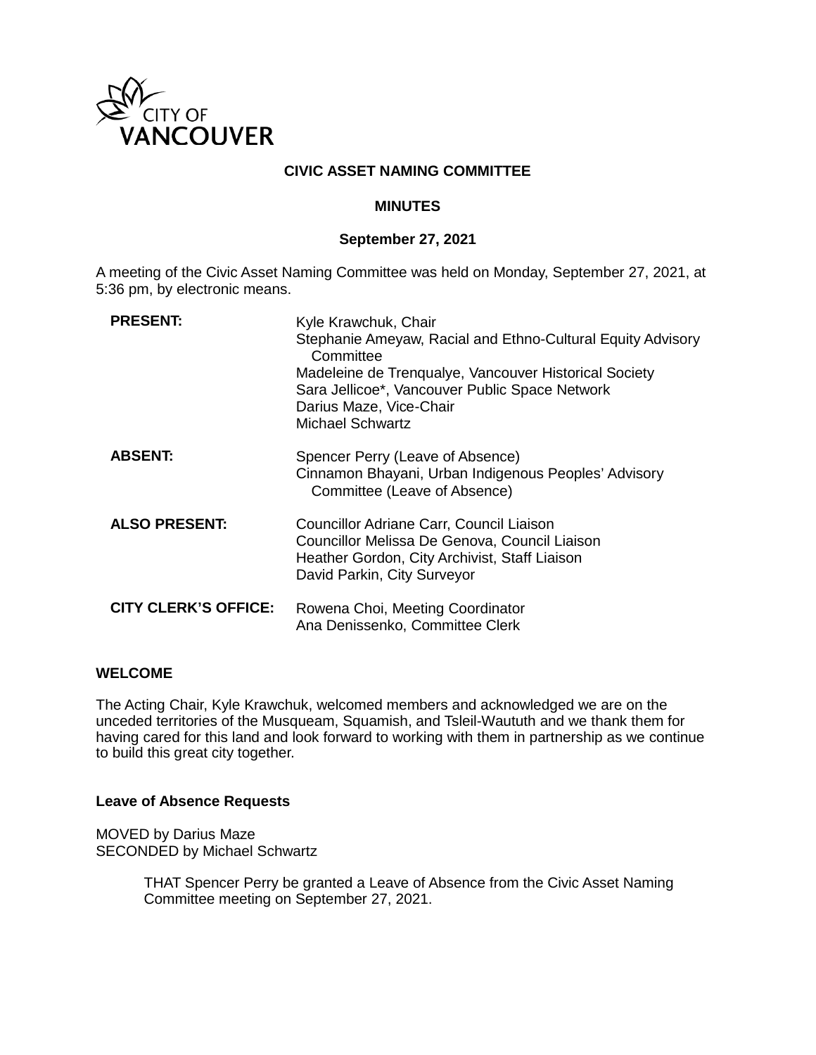CITY OF VANCOUVER

**CIVIC ASSET NAMING COMMITTEE**

**MINUTES**

**September 27, 2021**

A meeting of the Civic Asset Naming Committee was held on Monday, September 27, 2021, at 5:36 pm, by electronic means.

| | |
|---|---|
| **PRESENT:** | Kyle Krawchuk, Chair<br>Stephanie Ameyaw, Racial and Ethno-Cultural Equity Advisory Committee<br>Madeleine de Trenqualye, Vancouver Historical Society<br>Sara Jellicoe*, Vancouver Public Space Network<br>Darius Maze, Vice-Chair<br>Michael Schwartz |
| **ABSENT:** | Spencer Perry (Leave of Absence)<br>Cinnamon Bhayani, Urban Indigenous Peoples' Advisory Committee (Leave of Absence) |
| **ALSO PRESENT:** | Councillor Adriane Carr, Council Liaison<br>Councillor Melissa De Genova, Council Liaison<br>Heather Gordon, City Archivist, Staff Liaison<br>David Parkin, City Surveyor |
| **CITY CLERK'S OFFICE:** | Rowena Choi, Meeting Coordinator<br>Ana Denissenko, Committee Clerk |

**WELCOME**

The Acting Chair, Kyle Krawchuk, welcomed members and acknowledged we are on the unceded territories of the Musqueam, Squamish, and Tsleil-Waututh and we thank them for having cared for this land and look forward to working with them in partnership as we continue to build this great city together.

**Leave of Absence Requests**

MOVED by Darius Maze
SECONDED by Michael Schwartz

> THAT Spencer Perry be granted a Leave of Absence from the Civic Asset Naming Committee meeting on September 27, 2021.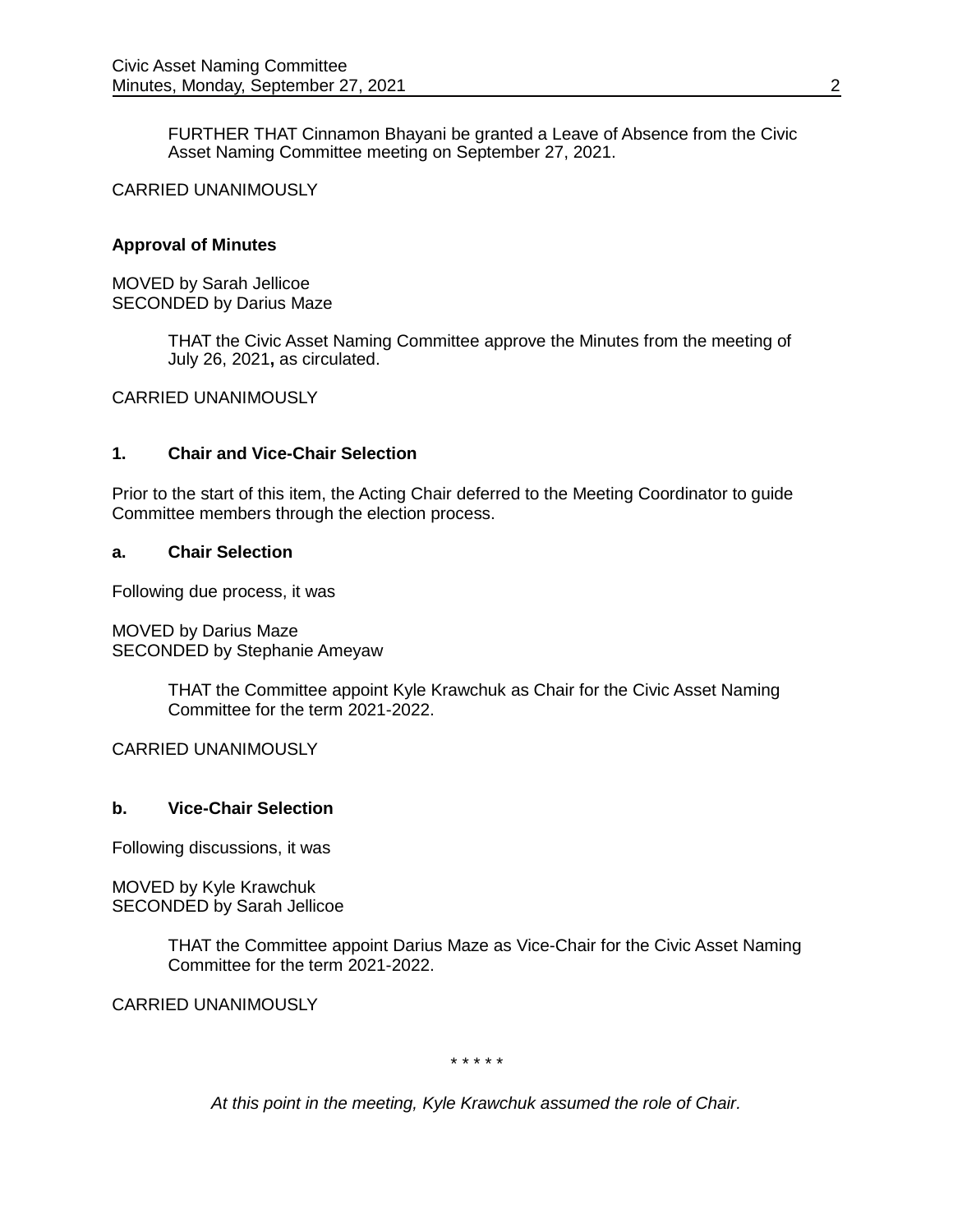FURTHER THAT Cinnamon Bhayani be granted a Leave of Absence from the Civic Asset Naming Committee meeting on September 27, 2021.

CARRIED UNANIMOUSLY

**Approval of Minutes**

MOVED by Sarah Jellicoe
SECONDED by Darius Maze

THAT the Civic Asset Naming Committee approve the Minutes from the meeting of July 26, 2021**,** as circulated.

CARRIED UNANIMOUSLY

## 1. Chair and Vice-Chair Selection

Prior to the start of this item, the Acting Chair deferred to the Meeting Coordinator to guide Committee members through the election process.

### a. Chair Selection

Following due process, it was

MOVED by Darius Maze
SECONDED by Stephanie Ameyaw

THAT the Committee appoint Kyle Krawchuk as Chair for the Civic Asset Naming Committee for the term 2021-2022.

CARRIED UNANIMOUSLY

### b. Vice-Chair Selection

Following discussions, it was

MOVED by Kyle Krawchuk
SECONDED by Sarah Jellicoe

THAT the Committee appoint Darius Maze as Vice-Chair for the Civic Asset Naming Committee for the term 2021-2022.

CARRIED UNANIMOUSLY

* * * * *

*At this point in the meeting, Kyle Krawchuk assumed the role of Chair.*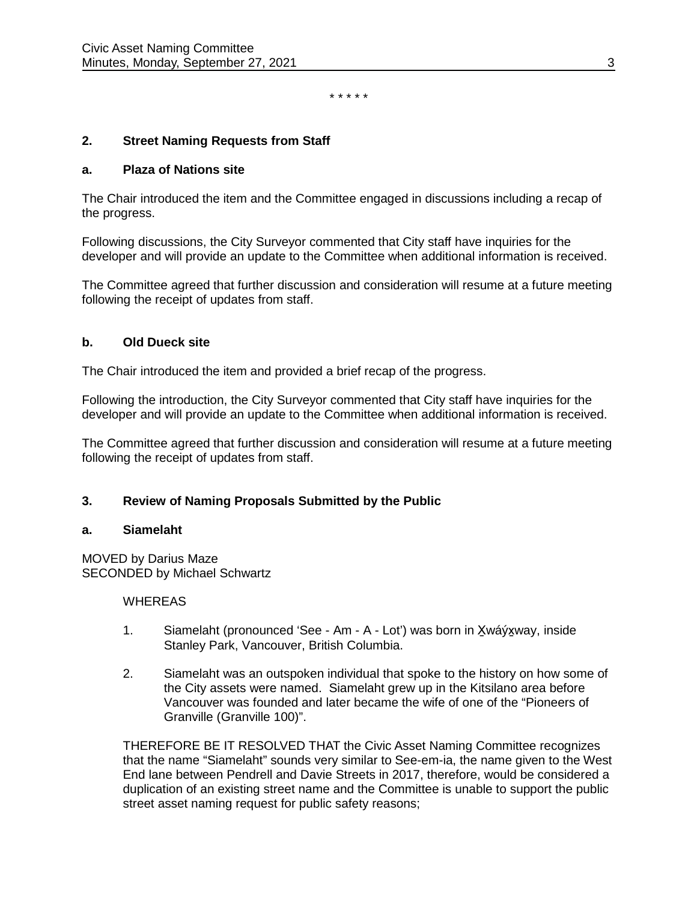\* \* \* \* \*

## 2. Street Naming Requests from Staff

### a. Plaza of Nations site

The Chair introduced the item and the Committee engaged in discussions including a recap of the progress.

Following discussions, the City Surveyor commented that City staff have inquiries for the developer and will provide an update to the Committee when additional information is received.

The Committee agreed that further discussion and consideration will resume at a future meeting following the receipt of updates from staff.

### b. Old Dueck site

The Chair introduced the item and provided a brief recap of the progress.

Following the introduction, the City Surveyor commented that City staff have inquiries for the developer and will provide an update to the Committee when additional information is received.

The Committee agreed that further discussion and consideration will resume at a future meeting following the receipt of updates from staff.

## 3. Review of Naming Proposals Submitted by the Public

### a. Siamelaht

MOVED by Darius Maze
SECONDED by Michael Schwartz

WHEREAS

1. Siamelaht (pronounced 'See - Am - A - Lot') was born in X̱wáýx̱way, inside Stanley Park, Vancouver, British Columbia.

2. Siamelaht was an outspoken individual that spoke to the history on how some of the City assets were named. Siamelaht grew up in the Kitsilano area before Vancouver was founded and later became the wife of one of the "Pioneers of Granville (Granville 100)".

THEREFORE BE IT RESOLVED THAT the Civic Asset Naming Committee recognizes that the name "Siamelaht" sounds very similar to See-em-ia, the name given to the West End lane between Pendrell and Davie Streets in 2017, therefore, would be considered a duplication of an existing street name and the Committee is unable to support the public street asset naming request for public safety reasons;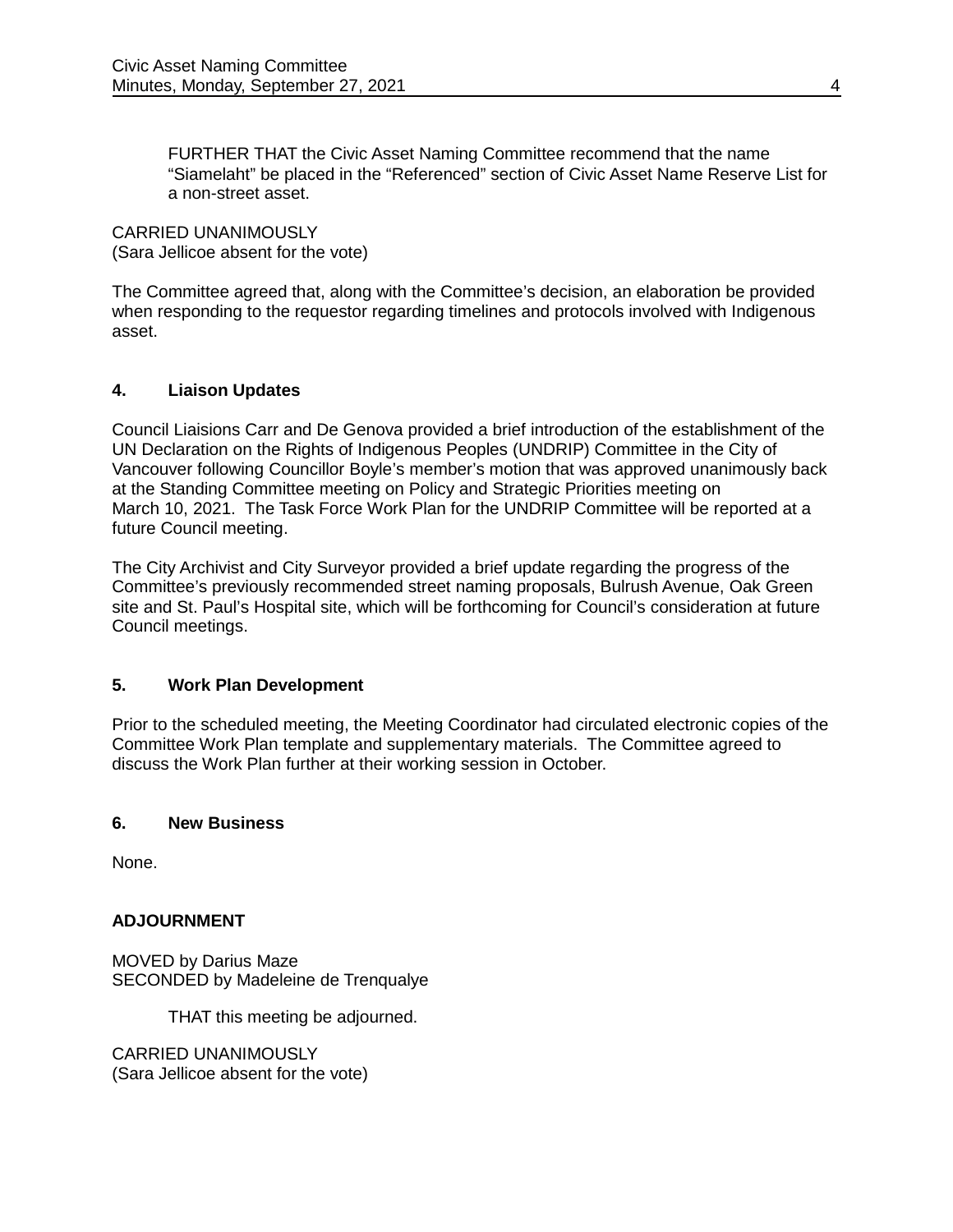FURTHER THAT the Civic Asset Naming Committee recommend that the name "Siamelaht" be placed in the "Referenced" section of Civic Asset Name Reserve List for a non-street asset.

CARRIED UNANIMOUSLY
(Sara Jellicoe absent for the vote)

The Committee agreed that, along with the Committee's decision, an elaboration be provided when responding to the requestor regarding timelines and protocols involved with Indigenous asset.

## 4. Liaison Updates

Council Liaisions Carr and De Genova provided a brief introduction of the establishment of the UN Declaration on the Rights of Indigenous Peoples (UNDRIP) Committee in the City of Vancouver following Councillor Boyle's member's motion that was approved unanimously back at the Standing Committee meeting on Policy and Strategic Priorities meeting on March 10, 2021. The Task Force Work Plan for the UNDRIP Committee will be reported at a future Council meeting.

The City Archivist and City Surveyor provided a brief update regarding the progress of the Committee's previously recommended street naming proposals, Bulrush Avenue, Oak Green site and St. Paul's Hospital site, which will be forthcoming for Council's consideration at future Council meetings.

## 5. Work Plan Development

Prior to the scheduled meeting, the Meeting Coordinator had circulated electronic copies of the Committee Work Plan template and supplementary materials. The Committee agreed to discuss the Work Plan further at their working session in October.

## 6. New Business

None.

## ADJOURNMENT

MOVED by Darius Maze
SECONDED by Madeleine de Trenqualye

THAT this meeting be adjourned.

CARRIED UNANIMOUSLY
(Sara Jellicoe absent for the vote)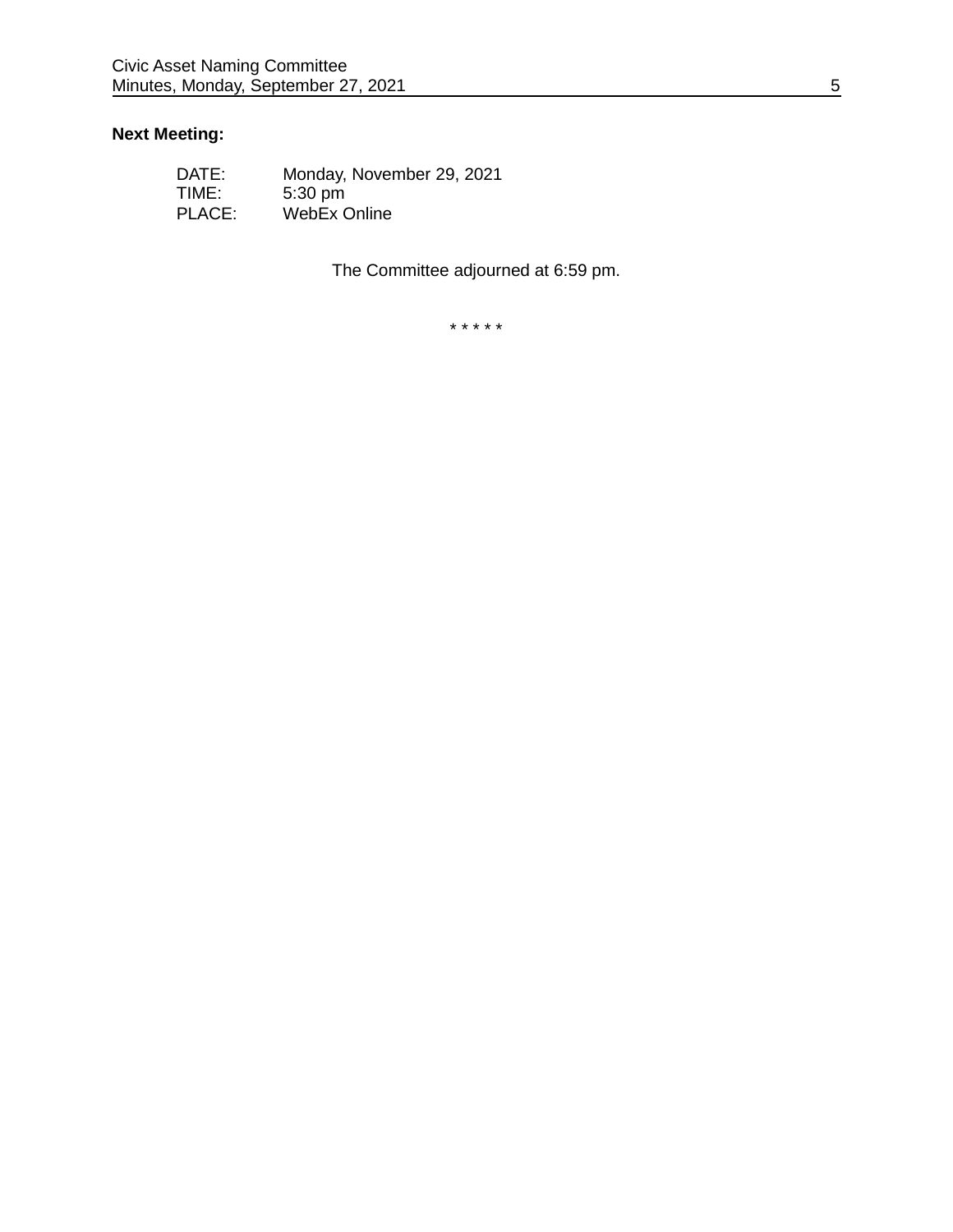**Next Meeting:**

| | |
|---|---|
| DATE: | Monday, November 29, 2021 |
| TIME: | 5:30 pm |
| PLACE: | WebEx Online |

The Committee adjourned at 6:59 pm.

* * * * *